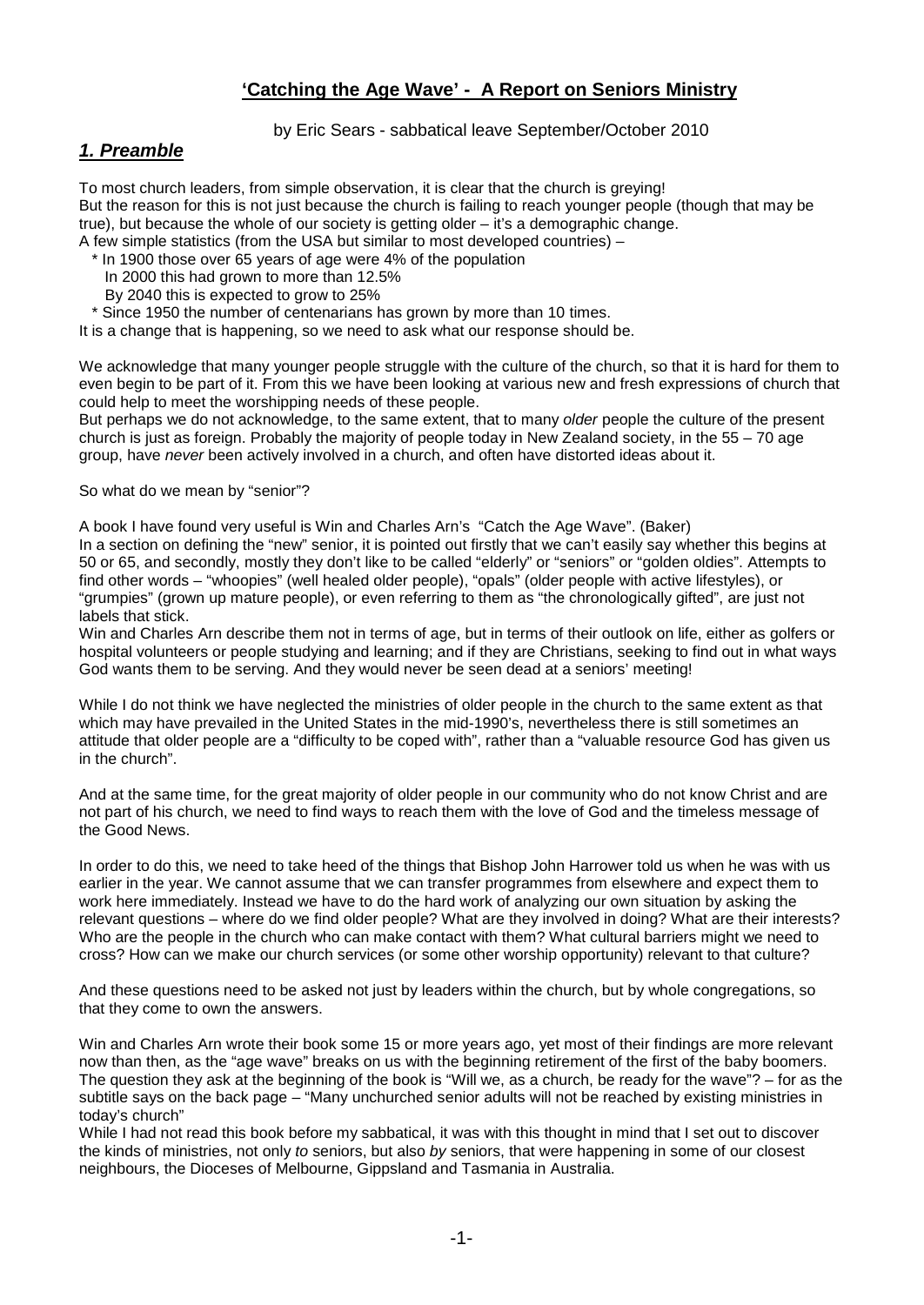# 'Catching the Age Wave' - A Report on Seniors Ministry

by Eric Sears - sabbatical leave September/October 2010

## *1. Preamble*

To most church leaders, from simple observation, it is clear that the church is greying!
But the reason for this is not just because the church is failing to reach younger people (though that may be true), but because the whole of our society is getting older – it's a demographic change.
A few simple statistics (from the USA but similar to most developed countries) –

- In 1900 those over 65 years of age were 4% of the population
  In 2000 this had grown to more than 12.5%
  By 2040 this is expected to grow to 25%
- Since 1950 the number of centenarians has grown by more than 10 times.

It is a change that is happening, so we need to ask what our response should be.

We acknowledge that many younger people struggle with the culture of the church, so that it is hard for them to even begin to be part of it. From this we have been looking at various new and fresh expressions of church that could help to meet the worshipping needs of these people.
But perhaps we do not acknowledge, to the same extent, that to many *older* people the culture of the present church is just as foreign. Probably the majority of people today in New Zealand society, in the 55 – 70 age group, have *never* been actively involved in a church, and often have distorted ideas about it.

So what do we mean by "senior"?

A book I have found very useful is Win and Charles Arn's "Catch the Age Wave". (Baker)
In a section on defining the "new" senior, it is pointed out firstly that we can't easily say whether this begins at 50 or 65, and secondly, mostly they don't like to be called "elderly" or "seniors" or "golden oldies". Attempts to find other words – "whoopies" (well healed older people), "opals" (older people with active lifestyles), or "grumpies" (grown up mature people), or even referring to them as "the chronologically gifted", are just not labels that stick.
Win and Charles Arn describe them not in terms of age, but in terms of their outlook on life, either as golfers or hospital volunteers or people studying and learning; and if they are Christians, seeking to find out in what ways God wants them to be serving. And they would never be seen dead at a seniors' meeting!

While I do not think we have neglected the ministries of older people in the church to the same extent as that which may have prevailed in the United States in the mid-1990's, nevertheless there is still sometimes an attitude that older people are a "difficulty to be coped with", rather than a "valuable resource God has given us in the church".

And at the same time, for the great majority of older people in our community who do not know Christ and are not part of his church, we need to find ways to reach them with the love of God and the timeless message of the Good News.

In order to do this, we need to take heed of the things that Bishop John Harrower told us when he was with us earlier in the year. We cannot assume that we can transfer programmes from elsewhere and expect them to work here immediately. Instead we have to do the hard work of analyzing our own situation by asking the relevant questions – where do we find older people? What are they involved in doing? What are their interests? Who are the people in the church who can make contact with them? What cultural barriers might we need to cross? How can we make our church services (or some other worship opportunity) relevant to that culture?

And these questions need to be asked not just by leaders within the church, but by whole congregations, so that they come to own the answers.

Win and Charles Arn wrote their book some 15 or more years ago, yet most of their findings are more relevant now than then, as the "age wave" breaks on us with the beginning retirement of the first of the baby boomers. The question they ask at the beginning of the book is "Will we, as a church, be ready for the wave"? – for as the subtitle says on the back page – "Many unchurched senior adults will not be reached by existing ministries in today's church"
While I had not read this book before my sabbatical, it was with this thought in mind that I set out to discover the kinds of ministries, not only *to* seniors, but also *by* seniors, that were happening in some of our closest neighbours, the Dioceses of Melbourne, Gippsland and Tasmania in Australia.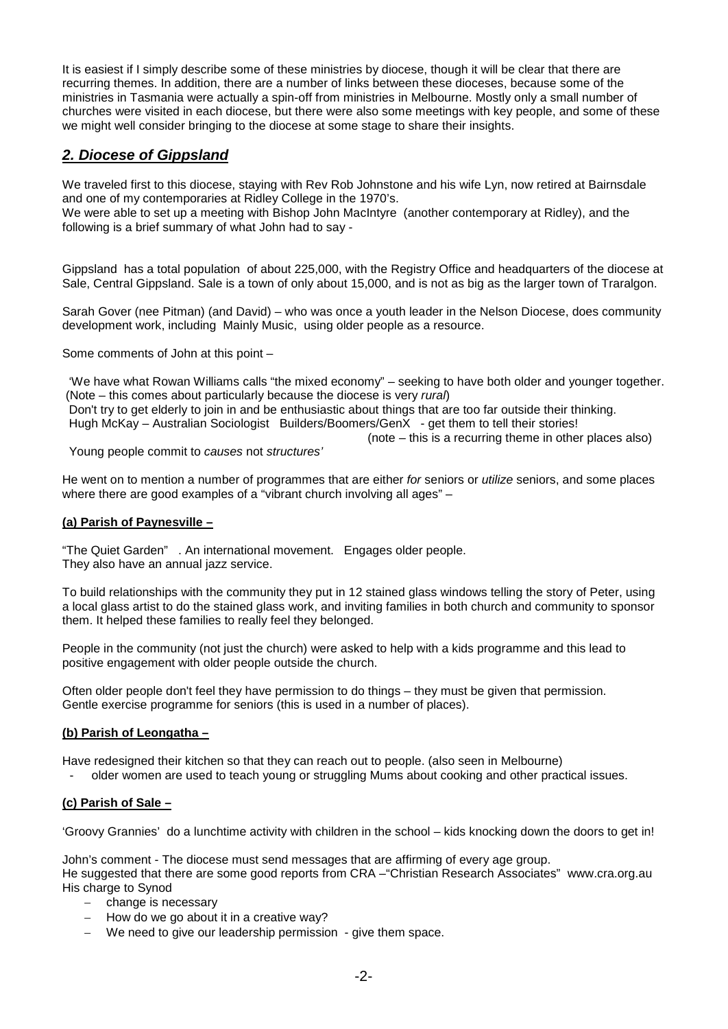It is easiest if I simply describe some of these ministries by diocese, though it will be clear that there are recurring themes. In addition, there are a number of links between these dioceses, because some of the ministries in Tasmania were actually a spin-off from ministries in Melbourne. Mostly only a small number of churches were visited in each diocese, but there were also some meetings with key people, and some of these we might well consider bringing to the diocese at some stage to share their insights.

## ***2. Diocese of Gippsland***

We traveled first to this diocese, staying with Rev Rob Johnstone and his wife Lyn, now retired at Bairnsdale and one of my contemporaries at Ridley College in the 1970's.
We were able to set up a meeting with Bishop John MacIntyre (another contemporary at Ridley), and the following is a brief summary of what John had to say -

Gippsland has a total population of about 225,000, with the Registry Office and headquarters of the diocese at Sale, Central Gippsland. Sale is a town of only about 15,000, and is not as big as the larger town of Traralgon.

Sarah Gover (nee Pitman) (and David) – who was once a youth leader in the Nelson Diocese, does community development work, including Mainly Music, using older people as a resource.

Some comments of John at this point –

'We have what Rowan Williams calls "the mixed economy" – seeking to have both older and younger together. (Note – this comes about particularly because the diocese is very *rural*)
Don't try to get elderly to join in and be enthusiastic about things that are too far outside their thinking.
Hugh McKay – Australian Sociologist Builders/Boomers/GenX - get them to tell their stories!
(note – this is a recurring theme in other places also)
Young people commit to *causes* not *structures'*

He went on to mention a number of programmes that are either *for* seniors or *utilize* seniors, and some places where there are good examples of a "vibrant church involving all ages" –

**(a) Parish of Paynesville –**

"The Quiet Garden" . An international movement. Engages older people.
They also have an annual jazz service.

To build relationships with the community they put in 12 stained glass windows telling the story of Peter, using a local glass artist to do the stained glass work, and inviting families in both church and community to sponsor them. It helped these families to really feel they belonged.

People in the community (not just the church) were asked to help with a kids programme and this lead to positive engagement with older people outside the church.

Often older people don't feel they have permission to do things – they must be given that permission.
Gentle exercise programme for seniors (this is used in a number of places).

**(b) Parish of Leongatha –**

Have redesigned their kitchen so that they can reach out to people. (also seen in Melbourne)

- older women are used to teach young or struggling Mums about cooking and other practical issues.

**(c) Parish of Sale –**

'Groovy Grannies' do a lunchtime activity with children in the school – kids knocking down the doors to get in!

John's comment - The diocese must send messages that are affirming of every age group.
He suggested that there are some good reports from CRA –"Christian Research Associates" www.cra.org.au
His charge to Synod

- change is necessary
- How do we go about it in a creative way?
- We need to give our leadership permission - give them space.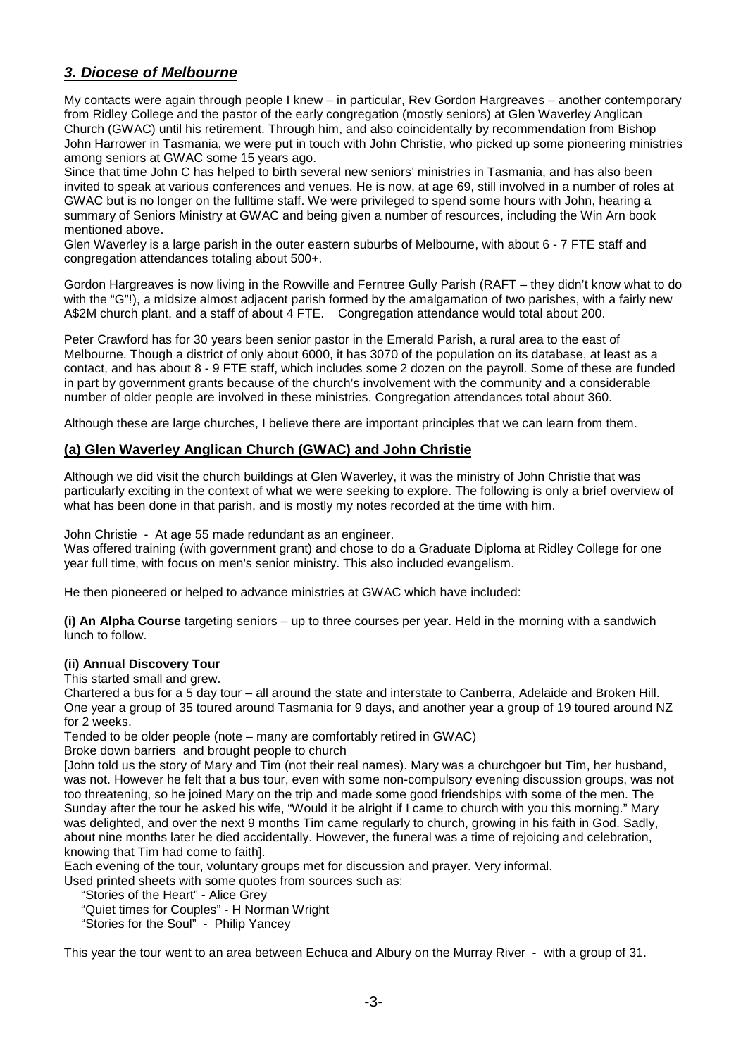## ***3. Diocese of Melbourne***

My contacts were again through people I knew – in particular, Rev Gordon Hargreaves – another contemporary from Ridley College and the pastor of the early congregation (mostly seniors) at Glen Waverley Anglican Church (GWAC) until his retirement. Through him, and also coincidentally by recommendation from Bishop John Harrower in Tasmania, we were put in touch with John Christie, who picked up some pioneering ministries among seniors at GWAC some 15 years ago.
Since that time John C has helped to birth several new seniors' ministries in Tasmania, and has also been invited to speak at various conferences and venues. He is now, at age 69, still involved in a number of roles at GWAC but is no longer on the fulltime staff. We were privileged to spend some hours with John, hearing a summary of Seniors Ministry at GWAC and being given a number of resources, including the Win Arn book mentioned above.
Glen Waverley is a large parish in the outer eastern suburbs of Melbourne, with about 6 - 7 FTE staff and congregation attendances totaling about 500+.

Gordon Hargreaves is now living in the Rowville and Ferntree Gully Parish (RAFT – they didn't know what to do with the "G"!), a midsize almost adjacent parish formed by the amalgamation of two parishes, with a fairly new A$2M church plant, and a staff of about 4 FTE. Congregation attendance would total about 200.

Peter Crawford has for 30 years been senior pastor in the Emerald Parish, a rural area to the east of Melbourne. Though a district of only about 6000, it has 3070 of the population on its database, at least as a contact, and has about 8 - 9 FTE staff, which includes some 2 dozen on the payroll. Some of these are funded in part by government grants because of the church's involvement with the community and a considerable number of older people are involved in these ministries. Congregation attendances total about 360.

Although these are large churches, I believe there are important principles that we can learn from them.

### (a) Glen Waverley Anglican Church (GWAC) and John Christie

Although we did visit the church buildings at Glen Waverley, it was the ministry of John Christie that was particularly exciting in the context of what we were seeking to explore. The following is only a brief overview of what has been done in that parish, and is mostly my notes recorded at the time with him.

John Christie - At age 55 made redundant as an engineer.
Was offered training (with government grant) and chose to do a Graduate Diploma at Ridley College for one year full time, with focus on men's senior ministry. This also included evangelism.

He then pioneered or helped to advance ministries at GWAC which have included:

**(i) An Alpha Course** targeting seniors – up to three courses per year. Held in the morning with a sandwich lunch to follow.

**(ii) Annual Discovery Tour**

This started small and grew.
Chartered a bus for a 5 day tour – all around the state and interstate to Canberra, Adelaide and Broken Hill. One year a group of 35 toured around Tasmania for 9 days, and another year a group of 19 toured around NZ for 2 weeks.
Tended to be older people (note – many are comfortably retired in GWAC)
Broke down barriers and brought people to church
[John told us the story of Mary and Tim (not their real names). Mary was a churchgoer but Tim, her husband, was not. However he felt that a bus tour, even with some non-compulsory evening discussion groups, was not too threatening, so he joined Mary on the trip and made some good friendships with some of the men. The Sunday after the tour he asked his wife, "Would it be alright if I came to church with you this morning." Mary was delighted, and over the next 9 months Tim came regularly to church, growing in his faith in God. Sadly, about nine months later he died accidentally. However, the funeral was a time of rejoicing and celebration, knowing that Tim had come to faith].
Each evening of the tour, voluntary groups met for discussion and prayer. Very informal.
Used printed sheets with some quotes from sources such as:

"Stories of the Heart" - Alice Grey
"Quiet times for Couples" - H Norman Wright
"Stories for the Soul" - Philip Yancey

This year the tour went to an area between Echuca and Albury on the Murray River - with a group of 31.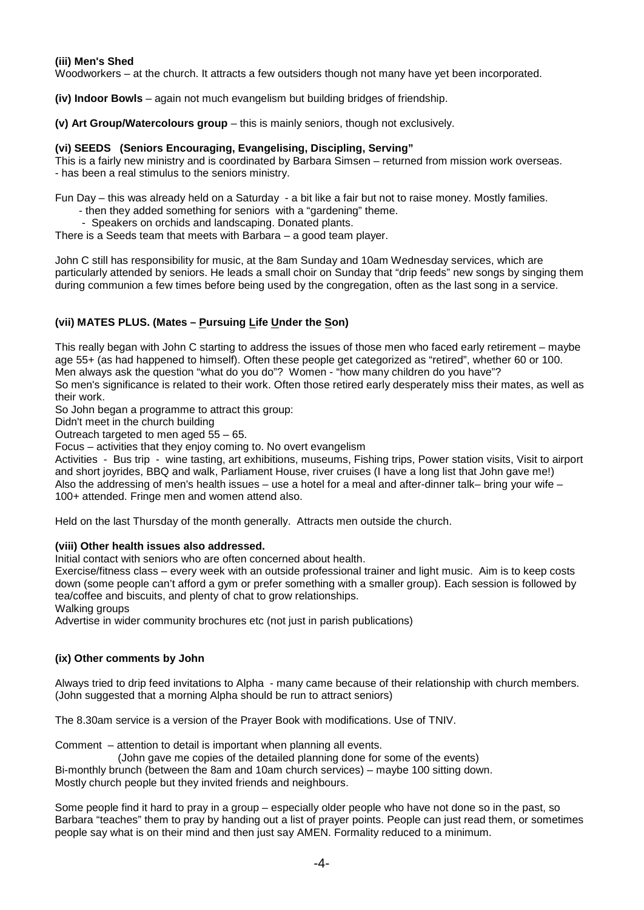**(iii) Men's Shed**
Woodworkers – at the church. It attracts a few outsiders though not many have yet been incorporated.

**(iv) Indoor Bowls** – again not much evangelism but building bridges of friendship.

**(v) Art Group/Watercolours group** – this is mainly seniors, though not exclusively.

**(vi) SEEDS (Seniors Encouraging, Evangelising, Discipling, Serving"**
This is a fairly new ministry and is coordinated by Barbara Simsen – returned from mission work overseas.
- has been a real stimulus to the seniors ministry.

Fun Day – this was already held on a Saturday - a bit like a fair but not to raise money. Mostly families.
- then they added something for seniors with a "gardening" theme.
- Speakers on orchids and landscaping. Donated plants.

There is a Seeds team that meets with Barbara – a good team player.

John C still has responsibility for music, at the 8am Sunday and 10am Wednesday services, which are particularly attended by seniors. He leads a small choir on Sunday that "drip feeds" new songs by singing them during communion a few times before being used by the congregation, often as the last song in a service.

**(vii) MATES PLUS. (Mates – Pursuing Life Under the Son)**

This really began with John C starting to address the issues of those men who faced early retirement – maybe age 55+ (as had happened to himself). Often these people get categorized as "retired", whether 60 or 100. Men always ask the question "what do you do"? Women - "how many children do you have"?
So men's significance is related to their work. Often those retired early desperately miss their mates, as well as their work.
So John began a programme to attract this group:
Didn't meet in the church building
Outreach targeted to men aged 55 – 65.
Focus – activities that they enjoy coming to. No overt evangelism
Activities - Bus trip - wine tasting, art exhibitions, museums, Fishing trips, Power station visits, Visit to airport and short joyrides, BBQ and walk, Parliament House, river cruises (I have a long list that John gave me!)
Also the addressing of men's health issues – use a hotel for a meal and after-dinner talk– bring your wife – 100+ attended. Fringe men and women attend also.

Held on the last Thursday of the month generally. Attracts men outside the church.

**(viii) Other health issues also addressed.**
Initial contact with seniors who are often concerned about health.
Exercise/fitness class – every week with an outside professional trainer and light music. Aim is to keep costs down (some people can't afford a gym or prefer something with a smaller group). Each session is followed by tea/coffee and biscuits, and plenty of chat to grow relationships.
Walking groups
Advertise in wider community brochures etc (not just in parish publications)

**(ix) Other comments by John**

Always tried to drip feed invitations to Alpha - many came because of their relationship with church members. (John suggested that a morning Alpha should be run to attract seniors)

The 8.30am service is a version of the Prayer Book with modifications. Use of TNIV.

Comment – attention to detail is important when planning all events.
(John gave me copies of the detailed planning done for some of the events)
Bi-monthly brunch (between the 8am and 10am church services) – maybe 100 sitting down.
Mostly church people but they invited friends and neighbours.

Some people find it hard to pray in a group – especially older people who have not done so in the past, so Barbara "teaches" them to pray by handing out a list of prayer points. People can just read them, or sometimes people say what is on their mind and then just say AMEN. Formality reduced to a minimum.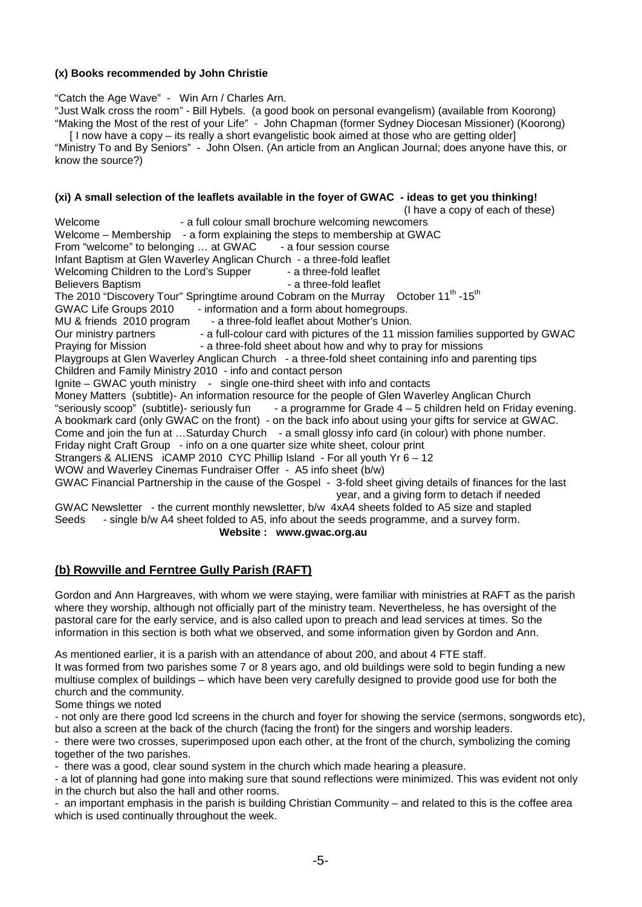**(x) Books recommended by John Christie**

"Catch the Age Wave" - Win Arn / Charles Arn.
"Just Walk cross the room" - Bill Hybels. (a good book on personal evangelism) (available from Koorong)
"Making the Most of the rest of your Life" - John Chapman (former Sydney Diocesan Missioner) (Koorong)
[ I now have a copy – its really a short evangelistic book aimed at those who are getting older]
"Ministry To and By Seniors" - John Olsen. (An article from an Anglican Journal; does anyone have this, or know the source?)

**(xi) A small selection of the leaflets available in the foyer of GWAC - ideas to get you thinking!**
(I have a copy of each of these)

Welcome - a full colour small brochure welcoming newcomers
Welcome – Membership - a form explaining the steps to membership at GWAC
From "welcome" to belonging … at GWAC - a four session course
Infant Baptism at Glen Waverley Anglican Church - a three-fold leaflet
Welcoming Children to the Lord's Supper - a three-fold leaflet
Believers Baptism - a three-fold leaflet
The 2010 "Discovery Tour" Springtime around Cobram on the Murray October 11th -15th
GWAC Life Groups 2010 - information and a form about homegroups.
MU & friends 2010 program - a three-fold leaflet about Mother's Union.
Our ministry partners - a full-colour card with pictures of the 11 mission families supported by GWAC
Praying for Mission - a three-fold sheet about how and why to pray for missions
Playgroups at Glen Waverley Anglican Church - a three-fold sheet containing info and parenting tips
Children and Family Ministry 2010 - info and contact person
Ignite – GWAC youth ministry - single one-third sheet with info and contacts
Money Matters (subtitle)- An information resource for the people of Glen Waverley Anglican Church
"seriously scoop" (subtitle)- seriously fun - a programme for Grade 4 – 5 children held on Friday evening.
A bookmark card (only GWAC on the front) - on the back info about using your gifts for service at GWAC.
Come and join the fun at …Saturday Church - a small glossy info card (in colour) with phone number.
Friday night Craft Group - info on a one quarter size white sheet, colour print
Strangers & ALIENS iCAMP 2010 CYC Phillip Island - For all youth Yr 6 – 12
WOW and Waverley Cinemas Fundraiser Offer - A5 info sheet (b/w)
GWAC Financial Partnership in the cause of the Gospel - 3-fold sheet giving details of finances for the last year, and a giving form to detach if needed
GWAC Newsletter - the current monthly newsletter, b/w 4xA4 sheets folded to A5 size and stapled
Seeds - single b/w A4 sheet folded to A5, info about the seeds programme, and a survey form.

**Website : www.gwac.org.au**

## (b) Rowville and Ferntree Gully Parish (RAFT)

Gordon and Ann Hargreaves, with whom we were staying, were familiar with ministries at RAFT as the parish where they worship, although not officially part of the ministry team. Nevertheless, he has oversight of the pastoral care for the early service, and is also called upon to preach and lead services at times. So the information in this section is both what we observed, and some information given by Gordon and Ann.

As mentioned earlier, it is a parish with an attendance of about 200, and about 4 FTE staff.
It was formed from two parishes some 7 or 8 years ago, and old buildings were sold to begin funding a new multiuse complex of buildings – which have been very carefully designed to provide good use for both the church and the community.
Some things we noted

- not only are there good lcd screens in the church and foyer for showing the service (sermons, songwords etc), but also a screen at the back of the church (facing the front) for the singers and worship leaders.
- there were two crosses, superimposed upon each other, at the front of the church, symbolizing the coming together of the two parishes.
- there was a good, clear sound system in the church which made hearing a pleasure.
- a lot of planning had gone into making sure that sound reflections were minimized. This was evident not only in the church but also the hall and other rooms.
- an important emphasis in the parish is building Christian Community – and related to this is the coffee area which is used continually throughout the week.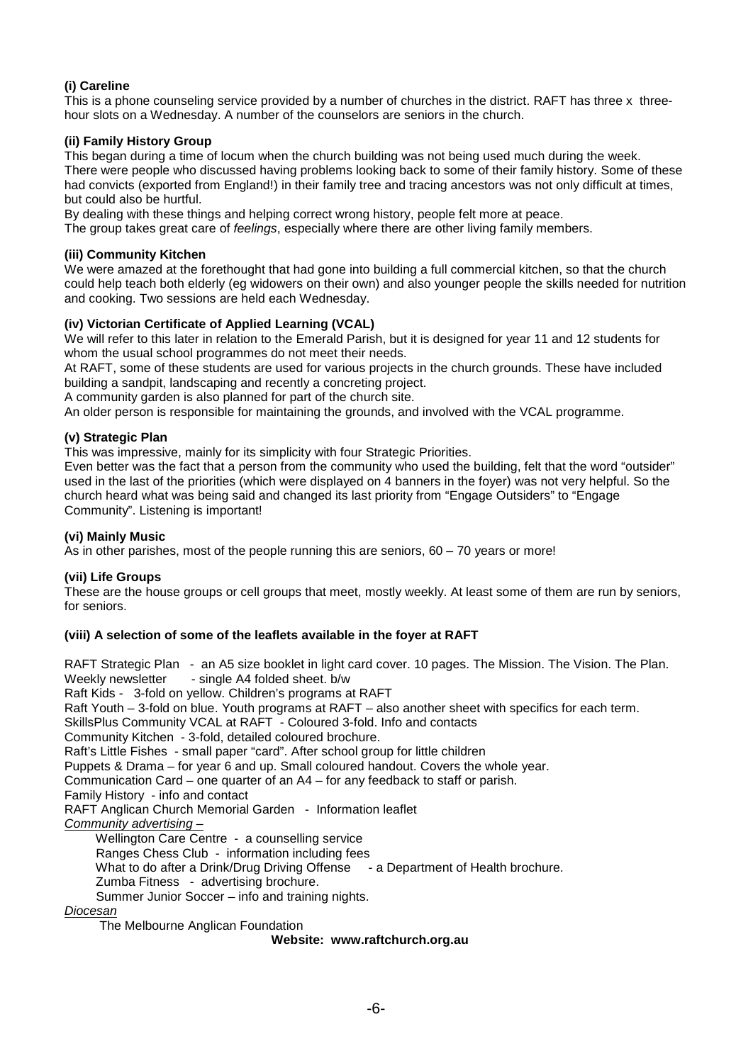**(i) Careline**

This is a phone counseling service provided by a number of churches in the district. RAFT has three x three-hour slots on a Wednesday. A number of the counselors are seniors in the church.

**(ii) Family History Group**

This began during a time of locum when the church building was not being used much during the week. There were people who discussed having problems looking back to some of their family history. Some of these had convicts (exported from England!) in their family tree and tracing ancestors was not only difficult at times, but could also be hurtful.

By dealing with these things and helping correct wrong history, people felt more at peace.

The group takes great care of *feelings*, especially where there are other living family members.

**(iii) Community Kitchen**

We were amazed at the forethought that had gone into building a full commercial kitchen, so that the church could help teach both elderly (eg widowers on their own) and also younger people the skills needed for nutrition and cooking. Two sessions are held each Wednesday.

**(iv) Victorian Certificate of Applied Learning (VCAL)**

We will refer to this later in relation to the Emerald Parish, but it is designed for year 11 and 12 students for whom the usual school programmes do not meet their needs.

At RAFT, some of these students are used for various projects in the church grounds. These have included building a sandpit, landscaping and recently a concreting project.

A community garden is also planned for part of the church site.

An older person is responsible for maintaining the grounds, and involved with the VCAL programme.

**(v) Strategic Plan**

This was impressive, mainly for its simplicity with four Strategic Priorities.

Even better was the fact that a person from the community who used the building, felt that the word "outsider" used in the last of the priorities (which were displayed on 4 banners in the foyer) was not very helpful. So the church heard what was being said and changed its last priority from "Engage Outsiders" to "Engage Community". Listening is important!

**(vi) Mainly Music**

As in other parishes, most of the people running this are seniors, 60 – 70 years or more!

**(vii) Life Groups**

These are the house groups or cell groups that meet, mostly weekly. At least some of them are run by seniors, for seniors.

**(viii) A selection of some of the leaflets available in the foyer at RAFT**

RAFT Strategic Plan - an A5 size booklet in light card cover. 10 pages. The Mission. The Vision. The Plan.
Weekly newsletter - single A4 folded sheet. b/w
Raft Kids - 3-fold on yellow. Children's programs at RAFT
Raft Youth – 3-fold on blue. Youth programs at RAFT – also another sheet with specifics for each term.
SkillsPlus Community VCAL at RAFT - Coloured 3-fold. Info and contacts
Community Kitchen - 3-fold, detailed coloured brochure.
Raft's Little Fishes - small paper "card". After school group for little children
Puppets & Drama – for year 6 and up. Small coloured handout. Covers the whole year.
Communication Card – one quarter of an A4 – for any feedback to staff or parish.
Family History - info and contact
RAFT Anglican Church Memorial Garden - Information leaflet

*Community advertising –*

- Wellington Care Centre - a counselling service
- Ranges Chess Club - information including fees
- What to do after a Drink/Drug Driving Offense - a Department of Health brochure.
- Zumba Fitness - advertising brochure.
- Summer Junior Soccer – info and training nights.

*Diocesan*

- The Melbourne Anglican Foundation

**Website: www.raftchurch.org.au**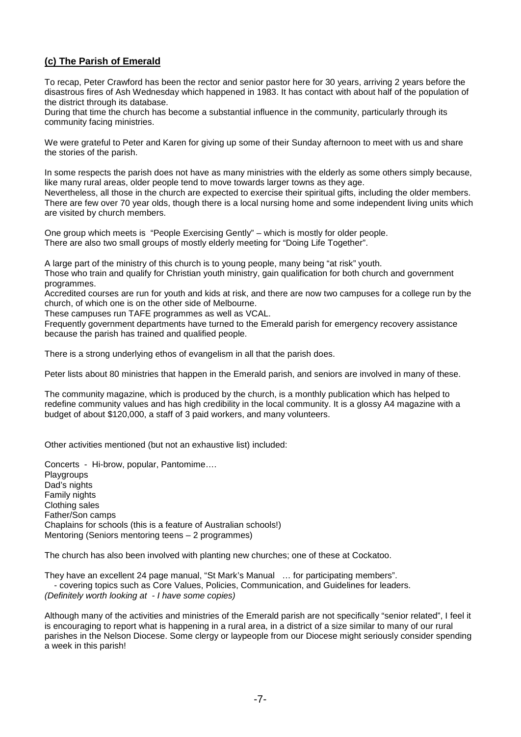### **(c) The Parish of Emerald**

To recap, Peter Crawford has been the rector and senior pastor here for 30 years, arriving 2 years before the disastrous fires of Ash Wednesday which happened in 1983. It has contact with about half of the population of the district through its database.
During that time the church has become a substantial influence in the community, particularly through its community facing ministries.

We were grateful to Peter and Karen for giving up some of their Sunday afternoon to meet with us and share the stories of the parish.

In some respects the parish does not have as many ministries with the elderly as some others simply because, like many rural areas, older people tend to move towards larger towns as they age.
Nevertheless, all those in the church are expected to exercise their spiritual gifts, including the older members. There are few over 70 year olds, though there is a local nursing home and some independent living units which are visited by church members.

One group which meets is "People Exercising Gently" – which is mostly for older people.
There are also two small groups of mostly elderly meeting for "Doing Life Together".

A large part of the ministry of this church is to young people, many being "at risk" youth.
Those who train and qualify for Christian youth ministry, gain qualification for both church and government programmes.
Accredited courses are run for youth and kids at risk, and there are now two campuses for a college run by the church, of which one is on the other side of Melbourne.
These campuses run TAFE programmes as well as VCAL.
Frequently government departments have turned to the Emerald parish for emergency recovery assistance because the parish has trained and qualified people.

There is a strong underlying ethos of evangelism in all that the parish does.

Peter lists about 80 ministries that happen in the Emerald parish, and seniors are involved in many of these.

The community magazine, which is produced by the church, is a monthly publication which has helped to redefine community values and has high credibility in the local community. It is a glossy A4 magazine with a budget of about $120,000, a staff of 3 paid workers, and many volunteers.

Other activities mentioned (but not an exhaustive list) included:

Concerts - Hi-brow, popular, Pantomime….
Playgroups
Dad's nights
Family nights
Clothing sales
Father/Son camps
Chaplains for schools (this is a feature of Australian schools!)
Mentoring (Seniors mentoring teens – 2 programmes)

The church has also been involved with planting new churches; one of these at Cockatoo.

They have an excellent 24 page manual, "St Mark's Manual … for participating members".
- covering topics such as Core Values, Policies, Communication, and Guidelines for leaders.

*(Definitely worth looking at - I have some copies)*

Although many of the activities and ministries of the Emerald parish are not specifically "senior related", I feel it is encouraging to report what is happening in a rural area, in a district of a size similar to many of our rural parishes in the Nelson Diocese. Some clergy or laypeople from our Diocese might seriously consider spending a week in this parish!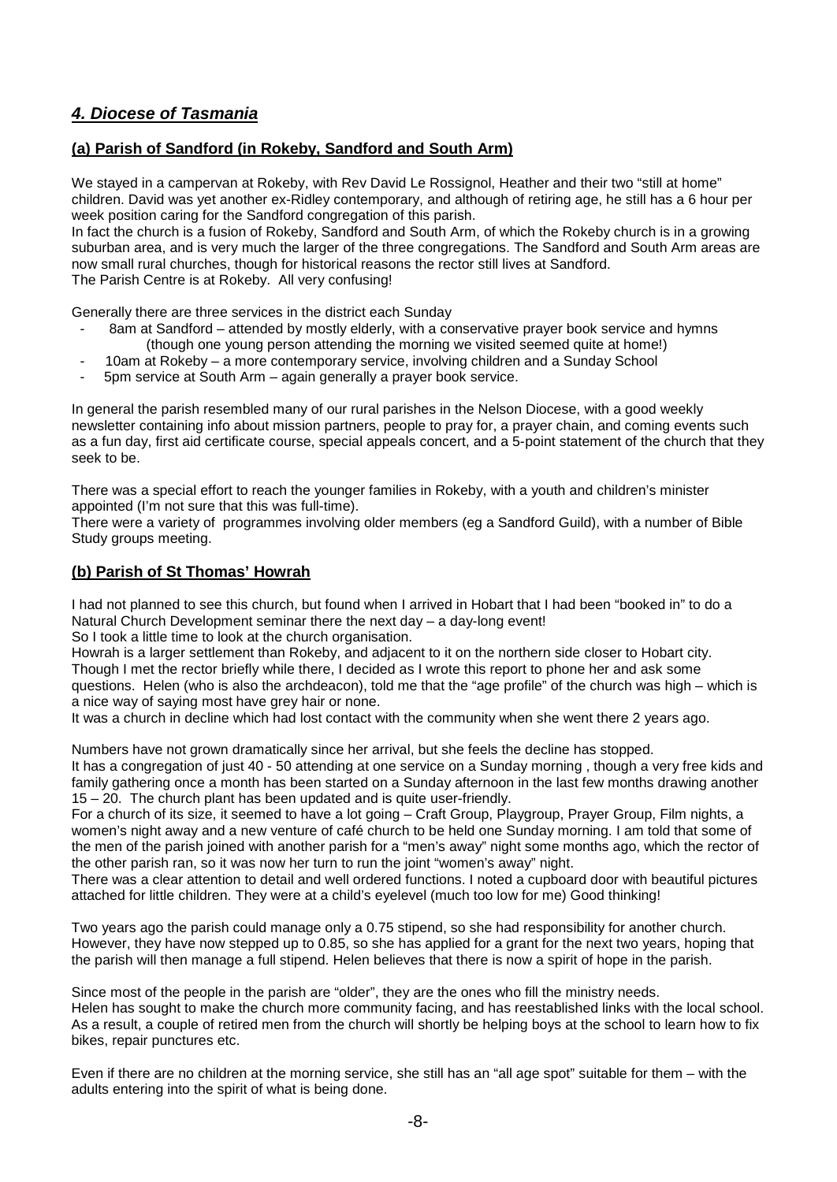## ***4. Diocese of Tasmania***

### **(a) Parish of Sandford (in Rokeby, Sandford and South Arm)**

We stayed in a campervan at Rokeby, with Rev David Le Rossignol, Heather and their two "still at home" children. David was yet another ex-Ridley contemporary, and although of retiring age, he still has a 6 hour per week position caring for the Sandford congregation of this parish.
In fact the church is a fusion of Rokeby, Sandford and South Arm, of which the Rokeby church is in a growing suburban area, and is very much the larger of the three congregations. The Sandford and South Arm areas are now small rural churches, though for historical reasons the rector still lives at Sandford.
The Parish Centre is at Rokeby. All very confusing!

Generally there are three services in the district each Sunday

- 8am at Sandford – attended by mostly elderly, with a conservative prayer book service and hymns (though one young person attending the morning we visited seemed quite at home!)
- 10am at Rokeby – a more contemporary service, involving children and a Sunday School
- 5pm service at South Arm – again generally a prayer book service.

In general the parish resembled many of our rural parishes in the Nelson Diocese, with a good weekly newsletter containing info about mission partners, people to pray for, a prayer chain, and coming events such as a fun day, first aid certificate course, special appeals concert, and a 5-point statement of the church that they seek to be.

There was a special effort to reach the younger families in Rokeby, with a youth and children's minister appointed (I'm not sure that this was full-time).
There were a variety of programmes involving older members (eg a Sandford Guild), with a number of Bible Study groups meeting.

### **(b) Parish of St Thomas' Howrah**

I had not planned to see this church, but found when I arrived in Hobart that I had been "booked in" to do a Natural Church Development seminar there the next day – a day-long event!
So I took a little time to look at the church organisation.
Howrah is a larger settlement than Rokeby, and adjacent to it on the northern side closer to Hobart city. Though I met the rector briefly while there, I decided as I wrote this report to phone her and ask some questions. Helen (who is also the archdeacon), told me that the "age profile" of the church was high – which is a nice way of saying most have grey hair or none.
It was a church in decline which had lost contact with the community when she went there 2 years ago.

Numbers have not grown dramatically since her arrival, but she feels the decline has stopped.
It has a congregation of just 40 - 50 attending at one service on a Sunday morning , though a very free kids and family gathering once a month has been started on a Sunday afternoon in the last few months drawing another 15 – 20. The church plant has been updated and is quite user-friendly.
For a church of its size, it seemed to have a lot going – Craft Group, Playgroup, Prayer Group, Film nights, a women's night away and a new venture of café church to be held one Sunday morning. I am told that some of the men of the parish joined with another parish for a "men's away" night some months ago, which the rector of the other parish ran, so it was now her turn to run the joint "women's away" night.
There was a clear attention to detail and well ordered functions. I noted a cupboard door with beautiful pictures attached for little children. They were at a child's eyelevel (much too low for me) Good thinking!

Two years ago the parish could manage only a 0.75 stipend, so she had responsibility for another church. However, they have now stepped up to 0.85, so she has applied for a grant for the next two years, hoping that the parish will then manage a full stipend. Helen believes that there is now a spirit of hope in the parish.

Since most of the people in the parish are "older", they are the ones who fill the ministry needs.
Helen has sought to make the church more community facing, and has reestablished links with the local school. As a result, a couple of retired men from the church will shortly be helping boys at the school to learn how to fix bikes, repair punctures etc.

Even if there are no children at the morning service, she still has an "all age spot" suitable for them – with the adults entering into the spirit of what is being done.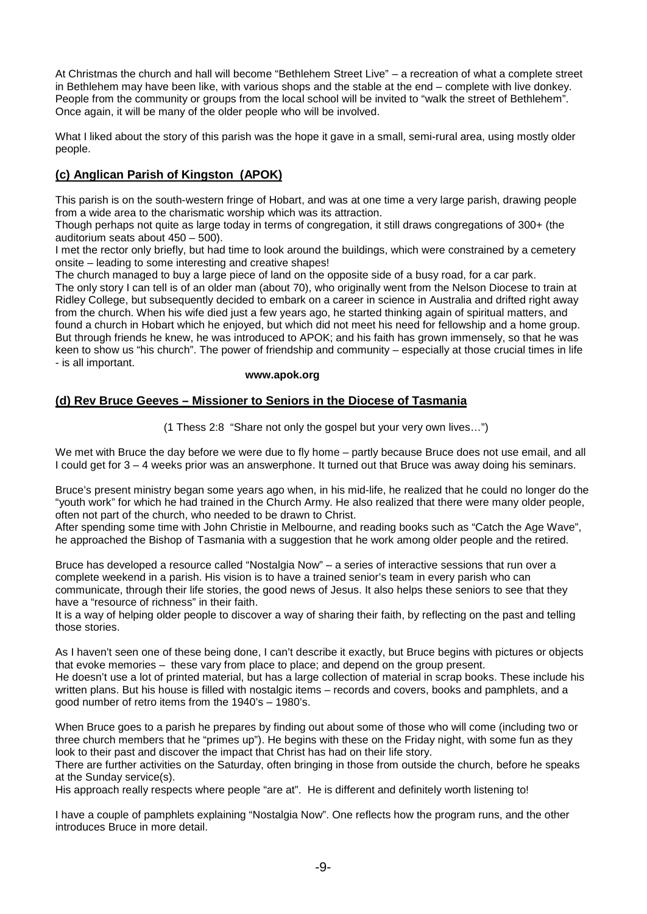At Christmas the church and hall will become "Bethlehem Street Live" – a recreation of what a complete street in Bethlehem may have been like, with various shops and the stable at the end – complete with live donkey. People from the community or groups from the local school will be invited to "walk the street of Bethlehem". Once again, it will be many of the older people who will be involved.

What I liked about the story of this parish was the hope it gave in a small, semi-rural area, using mostly older people.

## (c) Anglican Parish of Kingston (APOK)

This parish is on the south-western fringe of Hobart, and was at one time a very large parish, drawing people from a wide area to the charismatic worship which was its attraction.
Though perhaps not quite as large today in terms of congregation, it still draws congregations of 300+ (the auditorium seats about 450 – 500).
I met the rector only briefly, but had time to look around the buildings, which were constrained by a cemetery onsite – leading to some interesting and creative shapes!
The church managed to buy a large piece of land on the opposite side of a busy road, for a car park.
The only story I can tell is of an older man (about 70), who originally went from the Nelson Diocese to train at Ridley College, but subsequently decided to embark on a career in science in Australia and drifted right away from the church. When his wife died just a few years ago, he started thinking again of spiritual matters, and found a church in Hobart which he enjoyed, but which did not meet his need for fellowship and a home group. But through friends he knew, he was introduced to APOK; and his faith has grown immensely, so that he was keen to show us "his church". The power of friendship and community – especially at those crucial times in life - is all important.

**www.apok.org**

## (d) Rev Bruce Geeves – Missioner to Seniors in the Diocese of Tasmania

(1 Thess 2:8 "Share not only the gospel but your very own lives…")

We met with Bruce the day before we were due to fly home – partly because Bruce does not use email, and all I could get for 3 – 4 weeks prior was an answerphone. It turned out that Bruce was away doing his seminars.

Bruce's present ministry began some years ago when, in his mid-life, he realized that he could no longer do the "youth work" for which he had trained in the Church Army. He also realized that there were many older people, often not part of the church, who needed to be drawn to Christ.
After spending some time with John Christie in Melbourne, and reading books such as "Catch the Age Wave", he approached the Bishop of Tasmania with a suggestion that he work among older people and the retired.

Bruce has developed a resource called "Nostalgia Now" – a series of interactive sessions that run over a complete weekend in a parish. His vision is to have a trained senior's team in every parish who can communicate, through their life stories, the good news of Jesus. It also helps these seniors to see that they have a "resource of richness" in their faith.
It is a way of helping older people to discover a way of sharing their faith, by reflecting on the past and telling those stories.

As I haven't seen one of these being done, I can't describe it exactly, but Bruce begins with pictures or objects that evoke memories – these vary from place to place; and depend on the group present.
He doesn't use a lot of printed material, but has a large collection of material in scrap books. These include his written plans. But his house is filled with nostalgic items – records and covers, books and pamphlets, and a good number of retro items from the 1940's – 1980's.

When Bruce goes to a parish he prepares by finding out about some of those who will come (including two or three church members that he "primes up"). He begins with these on the Friday night, with some fun as they look to their past and discover the impact that Christ has had on their life story.
There are further activities on the Saturday, often bringing in those from outside the church, before he speaks at the Sunday service(s).
His approach really respects where people "are at". He is different and definitely worth listening to!

I have a couple of pamphlets explaining "Nostalgia Now". One reflects how the program runs, and the other introduces Bruce in more detail.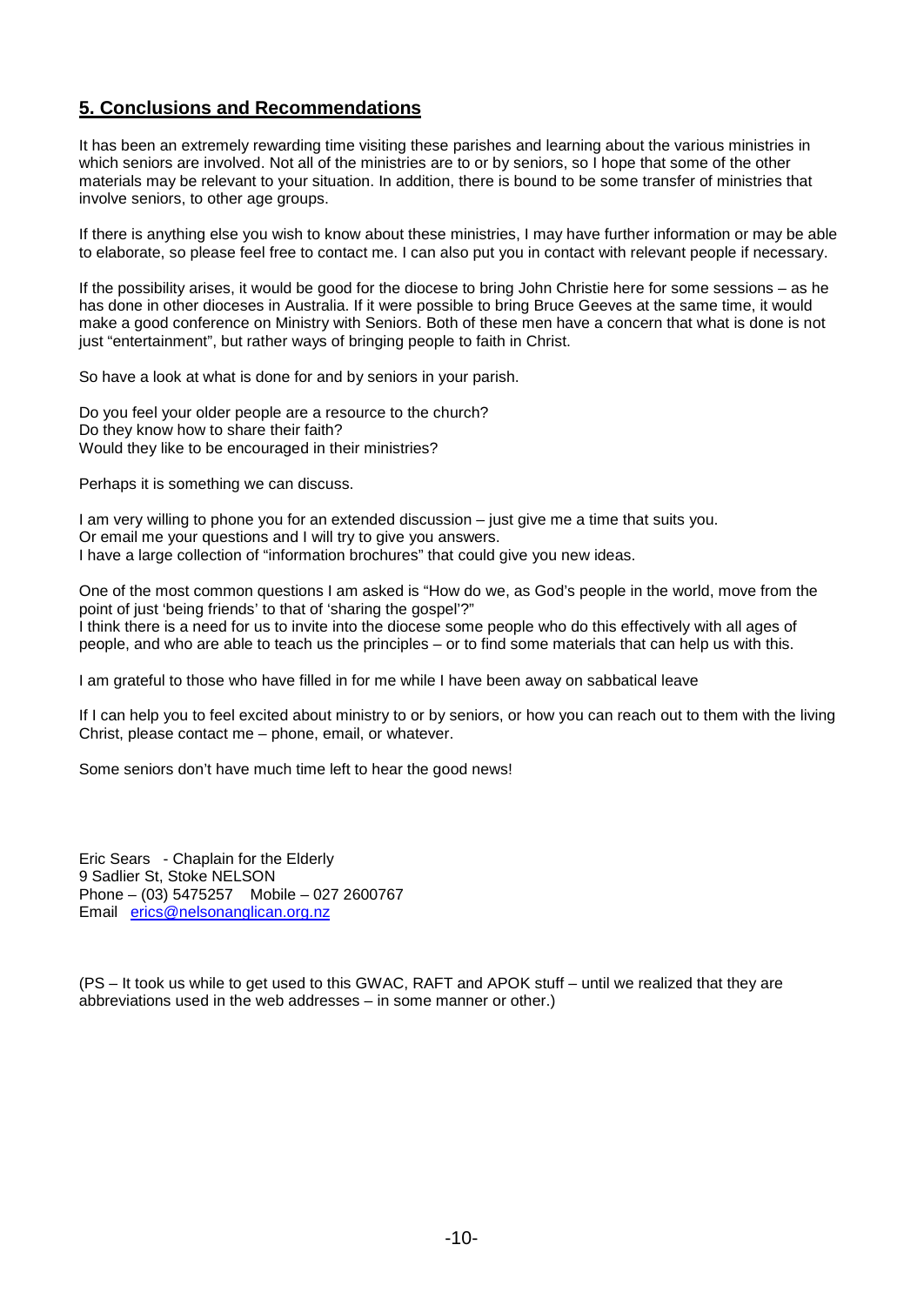## 5. Conclusions and Recommendations

It has been an extremely rewarding time visiting these parishes and learning about the various ministries in which seniors are involved. Not all of the ministries are to or by seniors, so I hope that some of the other materials may be relevant to your situation. In addition, there is bound to be some transfer of ministries that involve seniors, to other age groups.

If there is anything else you wish to know about these ministries, I may have further information or may be able to elaborate, so please feel free to contact me. I can also put you in contact with relevant people if necessary.

If the possibility arises, it would be good for the diocese to bring John Christie here for some sessions – as he has done in other dioceses in Australia. If it were possible to bring Bruce Geeves at the same time, it would make a good conference on Ministry with Seniors. Both of these men have a concern that what is done is not just "entertainment", but rather ways of bringing people to faith in Christ.

So have a look at what is done for and by seniors in your parish.

Do you feel your older people are a resource to the church?
Do they know how to share their faith?
Would they like to be encouraged in their ministries?

Perhaps it is something we can discuss.

I am very willing to phone you for an extended discussion – just give me a time that suits you.
Or email me your questions and I will try to give you answers.
I have a large collection of "information brochures" that could give you new ideas.

One of the most common questions I am asked is "How do we, as God's people in the world, move from the point of just 'being friends' to that of 'sharing the gospel'?"
I think there is a need for us to invite into the diocese some people who do this effectively with all ages of people, and who are able to teach us the principles – or to find some materials that can help us with this.

I am grateful to those who have filled in for me while I have been away on sabbatical leave

If I can help you to feel excited about ministry to or by seniors, or how you can reach out to them with the living Christ, please contact me – phone, email, or whatever.

Some seniors don't have much time left to hear the good news!

Eric Sears - Chaplain for the Elderly
9 Sadlier St, Stoke NELSON
Phone – (03) 5475257 Mobile – 027 2600767
Email erics@nelsonanglican.org.nz

(PS – It took us while to get used to this GWAC, RAFT and APOK stuff – until we realized that they are abbreviations used in the web addresses – in some manner or other.)